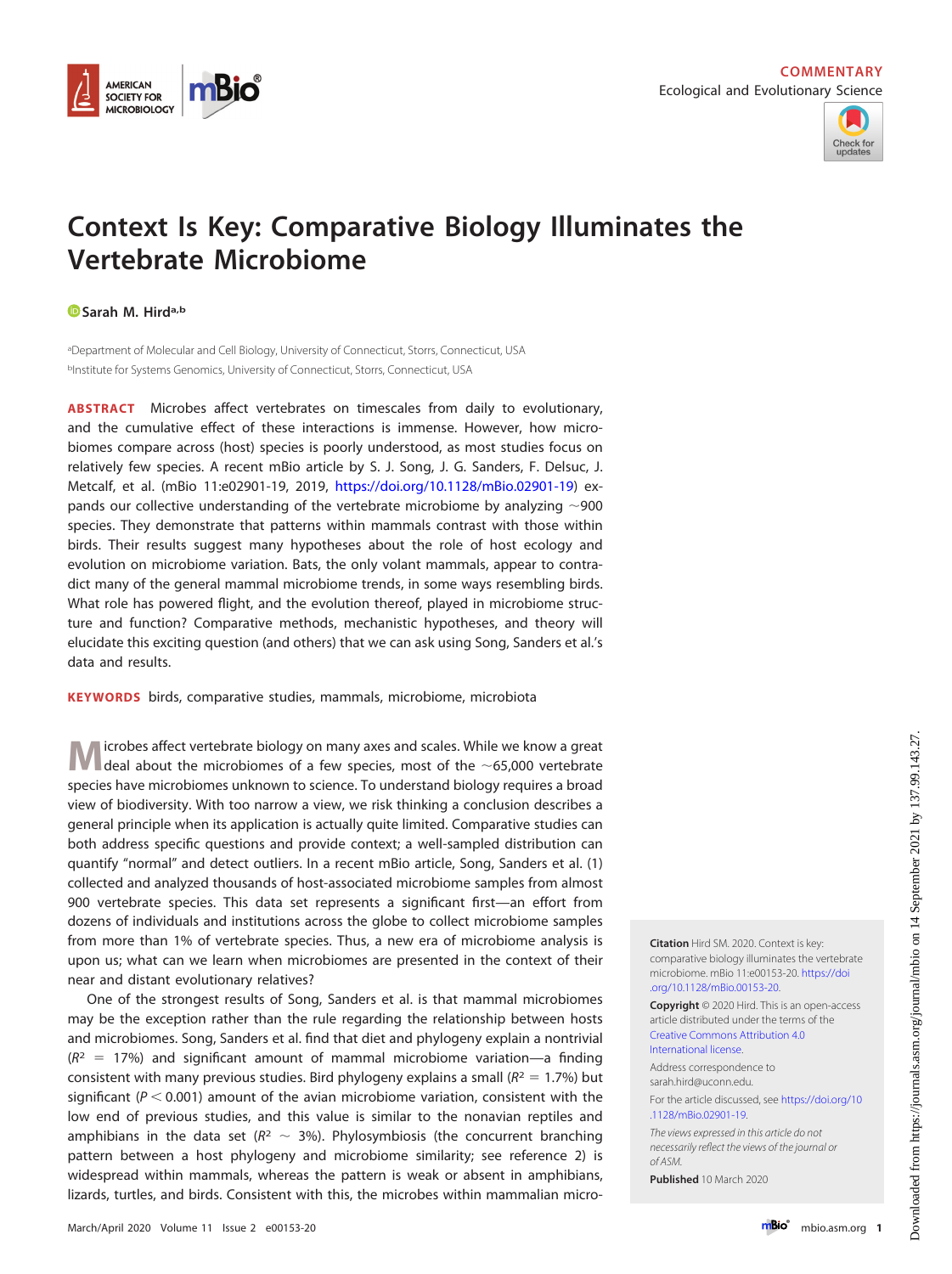COMMENTARY
Ecological and Evolutionary Science

# Context Is Key: Comparative Biology Illuminates the Vertebrate Microbiome

Sarah M. Hird[a,b]

[a]Department of Molecular and Cell Biology, University of Connecticut, Storrs, Connecticut, USA
[b]Institute for Systems Genomics, University of Connecticut, Storrs, Connecticut, USA

**ABSTRACT** Microbes affect vertebrates on timescales from daily to evolutionary, and the cumulative effect of these interactions is immense. However, how microbiomes compare across (host) species is poorly understood, as most studies focus on relatively few species. A recent mBio article by S. J. Song, J. G. Sanders, F. Delsuc, J. Metcalf, et al. (mBio 11:e02901-19, 2019, https://doi.org/10.1128/mBio.02901-19) expands our collective understanding of the vertebrate microbiome by analyzing ~900 species. They demonstrate that patterns within mammals contrast with those within birds. Their results suggest many hypotheses about the role of host ecology and evolution on microbiome variation. Bats, the only volant mammals, appear to contradict many of the general mammal microbiome trends, in some ways resembling birds. What role has powered flight, and the evolution thereof, played in microbiome structure and function? Comparative methods, mechanistic hypotheses, and theory will elucidate this exciting question (and others) that we can ask using Song, Sanders et al.'s data and results.

**KEYWORDS** birds, comparative studies, mammals, microbiome, microbiota

Microbes affect vertebrate biology on many axes and scales. While we know a great deal about the microbiomes of a few species, most of the ~65,000 vertebrate species have microbiomes unknown to science. To understand biology requires a broad view of biodiversity. With too narrow a view, we risk thinking a conclusion describes a general principle when its application is actually quite limited. Comparative studies can both address specific questions and provide context; a well-sampled distribution can quantify "normal" and detect outliers. In a recent mBio article, Song, Sanders et al. (1) collected and analyzed thousands of host-associated microbiome samples from almost 900 vertebrate species. This data set represents a significant first—an effort from dozens of individuals and institutions across the globe to collect microbiome samples from more than 1% of vertebrate species. Thus, a new era of microbiome analysis is upon us; what can we learn when microbiomes are presented in the context of their near and distant evolutionary relatives?

One of the strongest results of Song, Sanders et al. is that mammal microbiomes may be the exception rather than the rule regarding the relationship between hosts and microbiomes. Song, Sanders et al. find that diet and phylogeny explain a nontrivial ($R^2 = 17\%$) and significant amount of mammal microbiome variation—a finding consistent with many previous studies. Bird phylogeny explains a small ($R^2 = 1.7\%$) but significant ($P < 0.001$) amount of the avian microbiome variation, consistent with the low end of previous studies, and this value is similar to the nonavian reptiles and amphibians in the data set ($R^2 \sim 3\%$). Phylosymbiosis (the concurrent branching pattern between a host phylogeny and microbiome similarity; see reference 2) is widespread within mammals, whereas the pattern is weak or absent in amphibians, lizards, turtles, and birds. Consistent with this, the microbes within mammalian micro-

**Citation** Hird SM. 2020. Context is key: comparative biology illuminates the vertebrate microbiome. mBio 11:e00153-20. https://doi.org/10.1128/mBio.00153-20.

**Copyright** © 2020 Hird. This is an open-access article distributed under the terms of the Creative Commons Attribution 4.0 International license.

Address correspondence to sarah.hird@uconn.edu.

For the article discussed, see https://doi.org/10.1128/mBio.02901-19.

*The views expressed in this article do not necessarily reflect the views of the journal or of ASM.*

**Published** 10 March 2020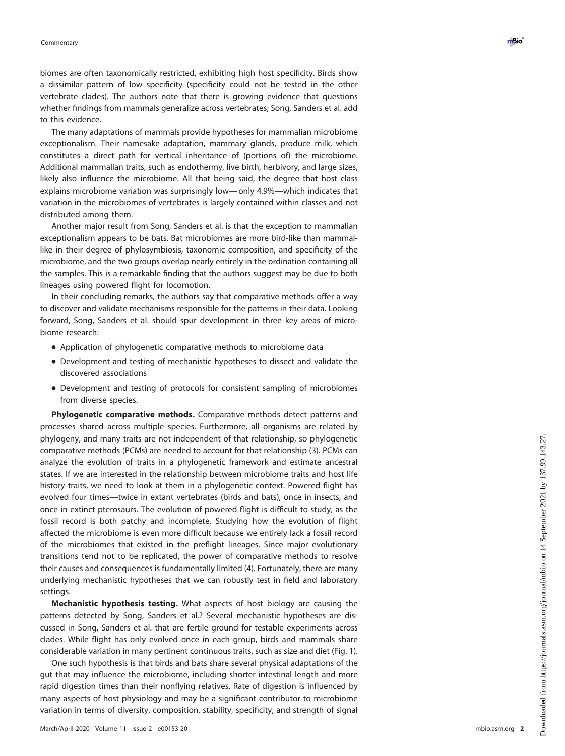biomes are often taxonomically restricted, exhibiting high host specificity. Birds show a dissimilar pattern of low specificity (specificity could not be tested in the other vertebrate clades). The authors note that there is growing evidence that questions whether findings from mammals generalize across vertebrates; Song, Sanders et al. add to this evidence.

The many adaptations of mammals provide hypotheses for mammalian microbiome exceptionalism. Their namesake adaptation, mammary glands, produce milk, which constitutes a direct path for vertical inheritance of (portions of) the microbiome. Additional mammalian traits, such as endothermy, live birth, herbivory, and large sizes, likely also influence the microbiome. All that being said, the degree that host class explains microbiome variation was surprisingly low—only 4.9%—which indicates that variation in the microbiomes of vertebrates is largely contained within classes and not distributed among them.

Another major result from Song, Sanders et al. is that the exception to mammalian exceptionalism appears to be bats. Bat microbiomes are more bird-like than mammal-like in their degree of phylosymbiosis, taxonomic composition, and specificity of the microbiome, and the two groups overlap nearly entirely in the ordination containing all the samples. This is a remarkable finding that the authors suggest may be due to both lineages using powered flight for locomotion.

In their concluding remarks, the authors say that comparative methods offer a way to discover and validate mechanisms responsible for the patterns in their data. Looking forward, Song, Sanders et al. should spur development in three key areas of microbiome research:

- Application of phylogenetic comparative methods to microbiome data
- Development and testing of mechanistic hypotheses to dissect and validate the discovered associations
- Development and testing of protocols for consistent sampling of microbiomes from diverse species.

**Phylogenetic comparative methods.** Comparative methods detect patterns and processes shared across multiple species. Furthermore, all organisms are related by phylogeny, and many traits are not independent of that relationship, so phylogenetic comparative methods (PCMs) are needed to account for that relationship (3). PCMs can analyze the evolution of traits in a phylogenetic framework and estimate ancestral states. If we are interested in the relationship between microbiome traits and host life history traits, we need to look at them in a phylogenetic context. Powered flight has evolved four times—twice in extant vertebrates (birds and bats), once in insects, and once in extinct pterosaurs. The evolution of powered flight is difficult to study, as the fossil record is both patchy and incomplete. Studying how the evolution of flight affected the microbiome is even more difficult because we entirely lack a fossil record of the microbiomes that existed in the preflight lineages. Since major evolutionary transitions tend not to be replicated, the power of comparative methods to resolve their causes and consequences is fundamentally limited (4). Fortunately, there are many underlying mechanistic hypotheses that we can robustly test in field and laboratory settings.

**Mechanistic hypothesis testing.** What aspects of host biology are causing the patterns detected by Song, Sanders et al.? Several mechanistic hypotheses are discussed in Song, Sanders et al. that are fertile ground for testable experiments across clades. While flight has only evolved once in each group, birds and mammals share considerable variation in many pertinent continuous traits, such as size and diet (Fig. 1).

One such hypothesis is that birds and bats share several physical adaptations of the gut that may influence the microbiome, including shorter intestinal length and more rapid digestion times than their nonflying relatives. Rate of digestion is influenced by many aspects of host physiology and may be a significant contributor to microbiome variation in terms of diversity, composition, stability, specificity, and strength of signal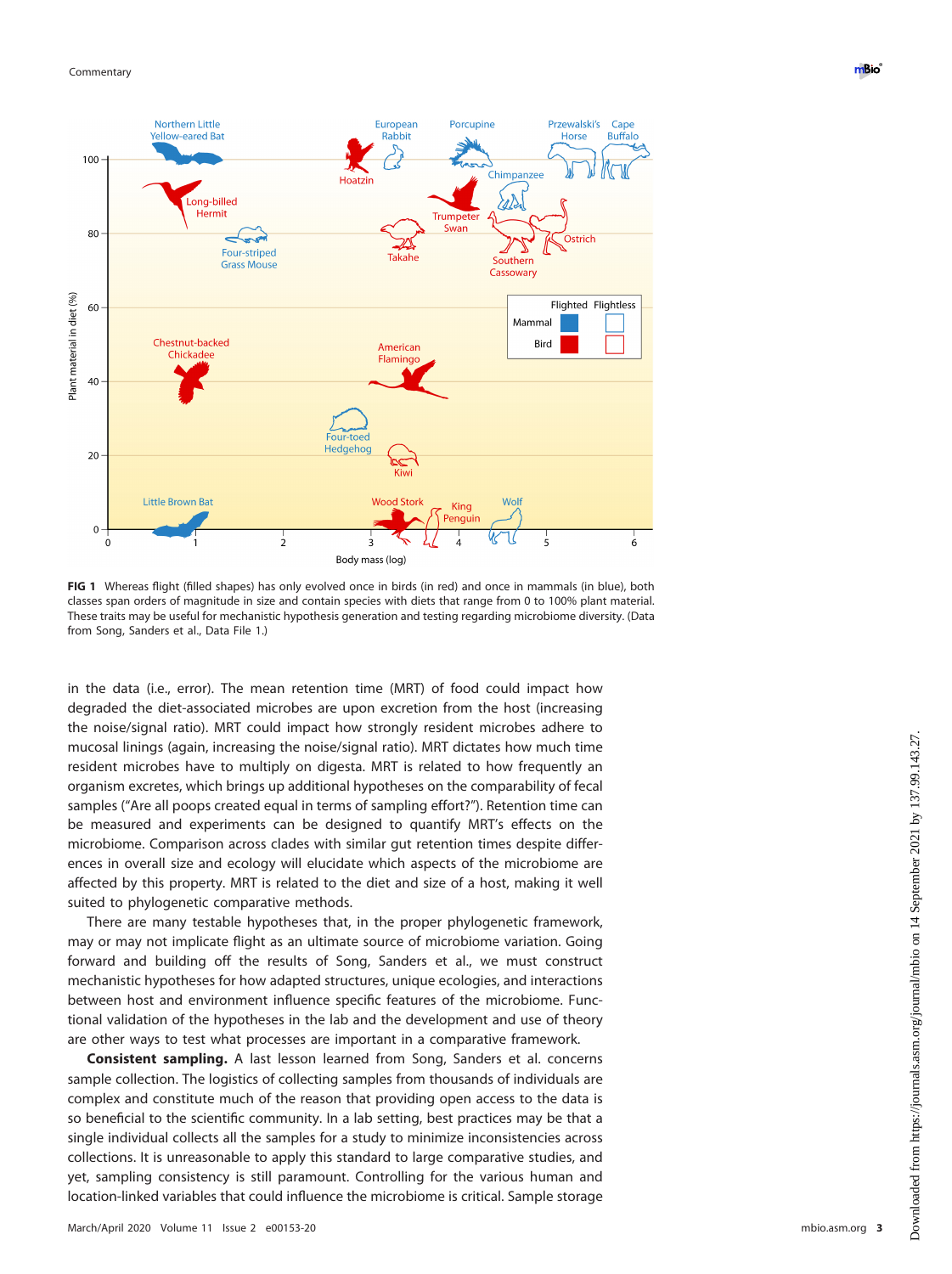**FIG 1** Whereas flight (filled shapes) has only evolved once in birds (in red) and once in mammals (in blue), both classes span orders of magnitude in size and contain species with diets that range from 0 to 100% plant material. These traits may be useful for mechanistic hypothesis generation and testing regarding microbiome diversity. (Data from Song, Sanders et al., Data File 1.)

in the data (i.e., error). The mean retention time (MRT) of food could impact how degraded the diet-associated microbes are upon excretion from the host (increasing the noise/signal ratio). MRT could impact how strongly resident microbes adhere to mucosal linings (again, increasing the noise/signal ratio). MRT dictates how much time resident microbes have to multiply on digesta. MRT is related to how frequently an organism excretes, which brings up additional hypotheses on the comparability of fecal samples ("Are all poops created equal in terms of sampling effort?"). Retention time can be measured and experiments can be designed to quantify MRT's effects on the microbiome. Comparison across clades with similar gut retention times despite differences in overall size and ecology will elucidate which aspects of the microbiome are affected by this property. MRT is related to the diet and size of a host, making it well suited to phylogenetic comparative methods.

There are many testable hypotheses that, in the proper phylogenetic framework, may or may not implicate flight as an ultimate source of microbiome variation. Going forward and building off the results of Song, Sanders et al., we must construct mechanistic hypotheses for how adapted structures, unique ecologies, and interactions between host and environment influence specific features of the microbiome. Functional validation of the hypotheses in the lab and the development and use of theory are other ways to test what processes are important in a comparative framework.

**Consistent sampling.** A last lesson learned from Song, Sanders et al. concerns sample collection. The logistics of collecting samples from thousands of individuals are complex and constitute much of the reason that providing open access to the data is so beneficial to the scientific community. In a lab setting, best practices may be that a single individual collects all the samples for a study to minimize inconsistencies across collections. It is unreasonable to apply this standard to large comparative studies, and yet, sampling consistency is still paramount. Controlling for the various human and location-linked variables that could influence the microbiome is critical. Sample storage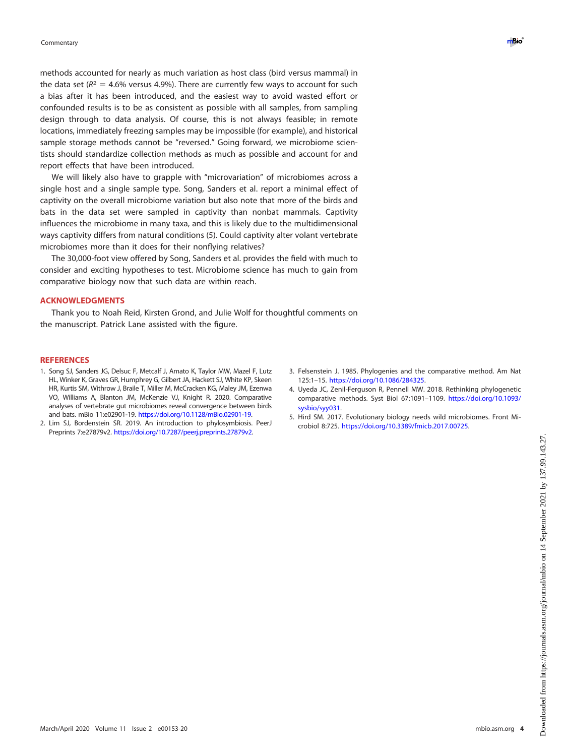methods accounted for nearly as much variation as host class (bird versus mammal) in the data set ($R^2 = 4.6\%$ versus 4.9%). There are currently few ways to account for such a bias after it has been introduced, and the easiest way to avoid wasted effort or confounded results is to be as consistent as possible with all samples, from sampling design through to data analysis. Of course, this is not always feasible; in remote locations, immediately freezing samples may be impossible (for example), and historical sample storage methods cannot be "reversed." Going forward, we microbiome scientists should standardize collection methods as much as possible and account for and report effects that have been introduced.

We will likely also have to grapple with "microvariation" of microbiomes across a single host and a single sample type. Song, Sanders et al. report a minimal effect of captivity on the overall microbiome variation but also note that more of the birds and bats in the data set were sampled in captivity than nonbat mammals. Captivity influences the microbiome in many taxa, and this is likely due to the multidimensional ways captivity differs from natural conditions (5). Could captivity alter volant vertebrate microbiomes more than it does for their nonflying relatives?

The 30,000-foot view offered by Song, Sanders et al. provides the field with much to consider and exciting hypotheses to test. Microbiome science has much to gain from comparative biology now that such data are within reach.

## ACKNOWLEDGMENTS

Thank you to Noah Reid, Kirsten Grond, and Julie Wolf for thoughtful comments on the manuscript. Patrick Lane assisted with the figure.

## REFERENCES

1. Song SJ, Sanders JG, Delsuc F, Metcalf J, Amato K, Taylor MW, Mazel F, Lutz HL, Winker K, Graves GR, Humphrey G, Gilbert JA, Hackett SJ, White KP, Skeen HR, Kurtis SM, Withrow J, Braile T, Miller M, McCracken KG, Maley JM, Ezenwa VO, Williams A, Blanton JM, McKenzie VJ, Knight R. 2020. Comparative analyses of vertebrate gut microbiomes reveal convergence between birds and bats. mBio 11:e02901-19. https://doi.org/10.1128/mBio.02901-19.
2. Lim SJ, Bordenstein SR. 2019. An introduction to phylosymbiosis. PeerJ Preprints 7:e27879v2. https://doi.org/10.7287/peerj.preprints.27879v2.
3. Felsenstein J. 1985. Phylogenies and the comparative method. Am Nat 125:1–15. https://doi.org/10.1086/284325.
4. Uyeda JC, Zenil-Ferguson R, Pennell MW. 2018. Rethinking phylogenetic comparative methods. Syst Biol 67:1091–1109. https://doi.org/10.1093/sysbio/syy031.
5. Hird SM. 2017. Evolutionary biology needs wild microbiomes. Front Microbiol 8:725. https://doi.org/10.3389/fmicb.2017.00725.